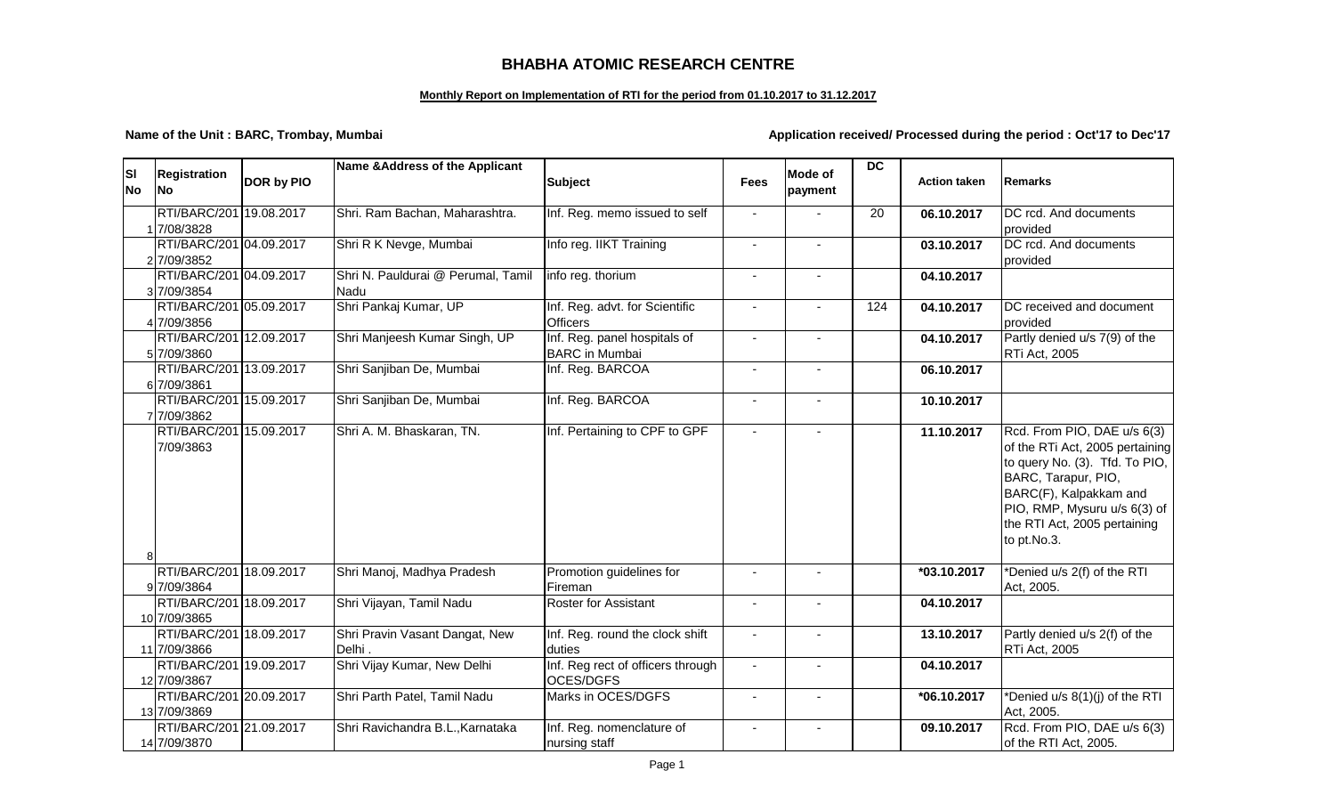# BHABHA ATOMIC RESEARCH CENTRE

**Monthly Report on Implementation of RTI for the period from 01.10.2017 to 31.12.2017**

**Name of the Unit : BARC, Trombay, Mumbai**

**Application received/ Processed during the period : Oct'17 to Dec'17**

| Sl No | Registration No | DOR by PIO | Name &Address of the Applicant | Subject | Fees | Mode of payment | DC | Action taken | Remarks |
|---|---|---|---|---|---|---|---|---|---|
| 1 | RTI/BARC/2017/08/3828 | 19.08.2017 | Shri. Ram Bachan, Maharashtra. | Inf. Reg. memo issued to self | - | - | 20 | 06.10.2017 | DC rcd. And documents provided |
| 2 | RTI/BARC/2017/09/3852 | 04.09.2017 | Shri R K Nevge, Mumbai | Info reg. IIKT Training | - | - | | 03.10.2017 | DC rcd. And documents provided |
| 3 | RTI/BARC/2017/09/3854 | 04.09.2017 | Shri N. Pauldurai @ Perumal, Tamil Nadu | info reg. thorium | - | - | | 04.10.2017 | |
| 4 | RTI/BARC/2017/09/3856 | 05.09.2017 | Shri Pankaj Kumar, UP | Inf. Reg. advt. for Scientific Officers | - | - | 124 | 04.10.2017 | DC received and document provided |
| 5 | RTI/BARC/2017/09/3860 | 12.09.2017 | Shri Manjeesh Kumar Singh, UP | Inf. Reg. panel hospitals of BARC in Mumbai | - | - | | 04.10.2017 | Partly denied u/s 7(9) of the RTi Act, 2005 |
| 6 | RTI/BARC/2017/09/3861 | 13.09.2017 | Shri Sanjiban De, Mumbai | Inf. Reg. BARCOA | - | - | | 06.10.2017 | |
| 7 | RTI/BARC/2017/09/3862 | 15.09.2017 | Shri Sanjiban De, Mumbai | Inf. Reg. BARCOA | - | - | | 10.10.2017 | |
| 8 | RTI/BARC/2017/09/3863 | 15.09.2017 | Shri A. M. Bhaskaran, TN. | Inf. Pertaining to CPF to GPF | - | - | | 11.10.2017 | Rcd. From PIO, DAE u/s 6(3) of the RTi Act, 2005 pertaining to query No. (3). Tfd. To PIO, BARC, Tarapur, PIO, BARC(F), Kalpakkam and PIO, RMP, Mysuru u/s 6(3) of the RTI Act, 2005 pertaining to pt.No.3. |
| 9 | RTI/BARC/2017/09/3864 | 18.09.2017 | Shri Manoj, Madhya Pradesh | Promotion guidelines for Fireman | - | - | | *03.10.2017 | *Denied u/s 2(f) of the RTI Act, 2005. |
| 10 | RTI/BARC/2017/09/3865 | 18.09.2017 | Shri Vijayan, Tamil Nadu | Roster for Assistant | - | - | | 04.10.2017 | |
| 11 | RTI/BARC/2017/09/3866 | 18.09.2017 | Shri Pravin Vasant Dangat, New Delhi . | Inf. Reg. round the clock shift duties | - | - | | 13.10.2017 | Partly denied u/s 2(f) of the RTi Act, 2005 |
| 12 | RTI/BARC/2017/09/3867 | 19.09.2017 | Shri Vijay Kumar, New Delhi | Inf. Reg rect of officers through OCES/DGFS | - | - | | 04.10.2017 | |
| 13 | RTI/BARC/2017/09/3869 | 20.09.2017 | Shri Parth Patel, Tamil Nadu | Marks in OCES/DGFS | - | - | | *06.10.2017 | *Denied u/s 8(1)(j) of the RTI Act, 2005. |
| 14 | RTI/BARC/2017/09/3870 | 21.09.2017 | Shri Ravichandra B.L.,Karnataka | Inf. Reg. nomenclature of nursing staff | - | - | | 09.10.2017 | Rcd. From PIO, DAE u/s 6(3) of the RTI Act, 2005. |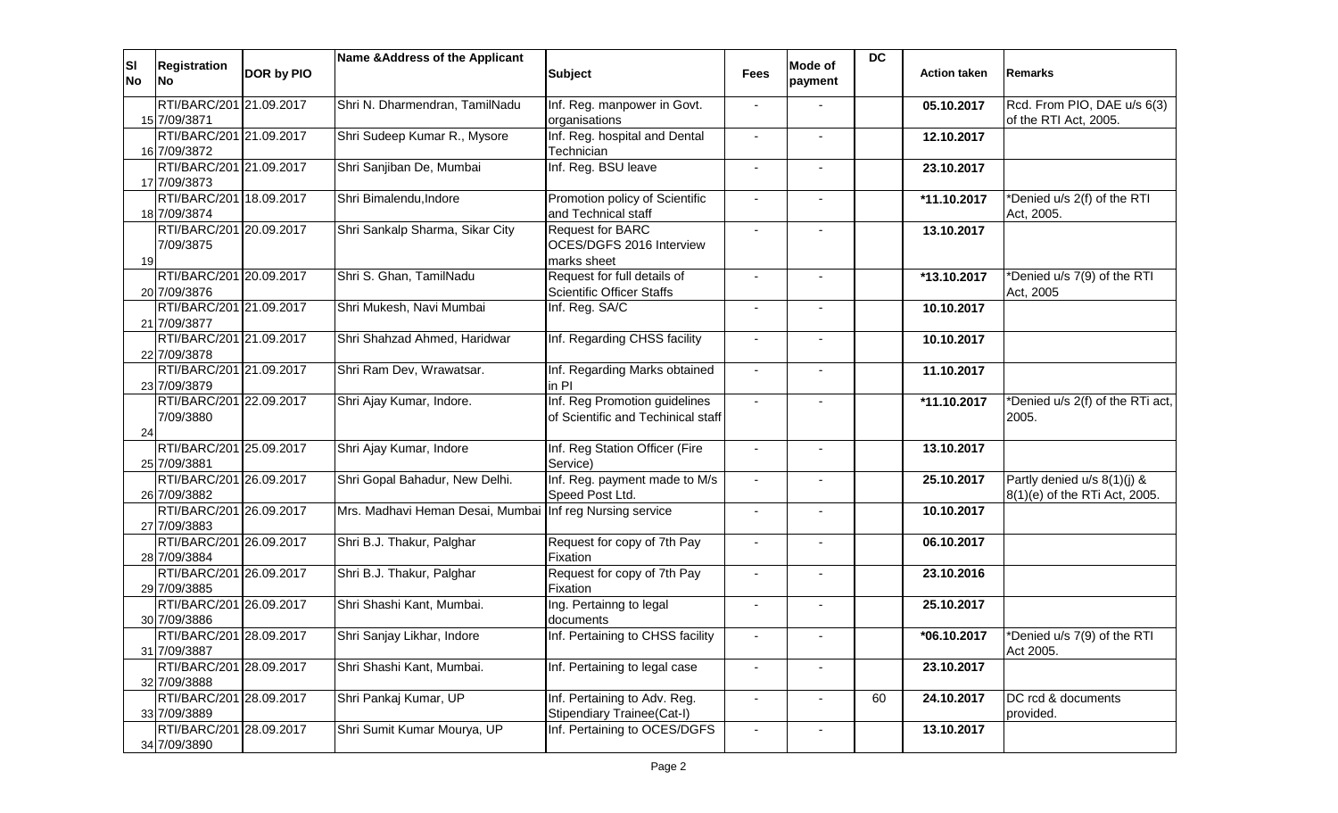| Sl No | Registration No | DOR by PIO | Name &Address of the Applicant | Subject | Fees | Mode of payment | DC | Action taken | Remarks |
|---|---|---|---|---|---|---|---|---|---|
| 15 | RTI/BARC/2017/09/3871 | 21.09.2017 | Shri N. Dharmendran, TamilNadu | Inf. Reg. manpower in Govt. organisations | - | - | | 05.10.2017 | Rcd. From PIO, DAE u/s 6(3) of the RTI Act, 2005. |
| 16 | RTI/BARC/2017/09/3872 | 21.09.2017 | Shri Sudeep Kumar R., Mysore | Inf. Reg. hospital and Dental Technician | - | - | | 12.10.2017 | |
| 17 | RTI/BARC/2017/09/3873 | 21.09.2017 | Shri Sanjiban De, Mumbai | Inf. Reg. BSU leave | - | - | | 23.10.2017 | |
| 18 | RTI/BARC/2017/09/3874 | 18.09.2017 | Shri Bimalendu,Indore | Promotion policy of Scientific and Technical staff | - | - | | *11.10.2017 | *Denied u/s 2(f) of the RTI Act, 2005. |
| 19 | RTI/BARC/2017/09/3875 | 20.09.2017 | Shri Sankalp Sharma, Sikar City | Request for BARC OCES/DGFS 2016 Interview marks sheet | - | - | | 13.10.2017 | |
| 20 | RTI/BARC/2017/09/3876 | 20.09.2017 | Shri S. Ghan, TamilNadu | Request for full details of Scientific Officer Staffs | - | - | | *13.10.2017 | *Denied u/s 7(9) of the RTI Act, 2005 |
| 21 | RTI/BARC/2017/09/3877 | 21.09.2017 | Shri Mukesh, Navi Mumbai | Inf. Reg. SA/C | - | - | | 10.10.2017 | |
| 22 | RTI/BARC/2017/09/3878 | 21.09.2017 | Shri Shahzad Ahmed, Haridwar | Inf. Regarding CHSS facility | - | - | | 10.10.2017 | |
| 23 | RTI/BARC/2017/09/3879 | 21.09.2017 | Shri Ram Dev, Wrawatsar. | Inf. Regarding Marks obtained in PI | - | - | | 11.10.2017 | |
| 24 | RTI/BARC/2017/09/3880 | 22.09.2017 | Shri Ajay Kumar, Indore. | Inf. Reg Promotion guidelines of Scientific and Techinical staff | - | - | | *11.10.2017 | *Denied u/s 2(f) of the RTi act, 2005. |
| 25 | RTI/BARC/2017/09/3881 | 25.09.2017 | Shri Ajay Kumar, Indore | Inf. Reg Station Officer (Fire Service) | - | - | | 13.10.2017 | |
| 26 | RTI/BARC/2017/09/3882 | 26.09.2017 | Shri Gopal Bahadur, New Delhi. | Inf. Reg. payment made to M/s Speed Post Ltd. | - | - | | 25.10.2017 | Partly denied u/s 8(1)(j) & 8(1)(e) of the RTi Act, 2005. |
| 27 | RTI/BARC/2017/09/3883 | 26.09.2017 | Mrs. Madhavi Heman Desai, Mumbai | Inf reg Nursing service | - | - | | 10.10.2017 | |
| 28 | RTI/BARC/2017/09/3884 | 26.09.2017 | Shri B.J. Thakur, Palghar | Request for copy of 7th Pay Fixation | - | - | | 06.10.2017 | |
| 29 | RTI/BARC/2017/09/3885 | 26.09.2017 | Shri B.J. Thakur, Palghar | Request for copy of 7th Pay Fixation | - | - | | 23.10.2016 | |
| 30 | RTI/BARC/2017/09/3886 | 26.09.2017 | Shri Shashi Kant, Mumbai. | Ing. Pertainng to legal documents | - | - | | 25.10.2017 | |
| 31 | RTI/BARC/2017/09/3887 | 28.09.2017 | Shri Sanjay Likhar, Indore | Inf. Pertaining to CHSS facility | - | - | | *06.10.2017 | *Denied u/s 7(9) of the RTI Act 2005. |
| 32 | RTI/BARC/2017/09/3888 | 28.09.2017 | Shri Shashi Kant, Mumbai. | Inf. Pertaining to legal case | - | - | | 23.10.2017 | |
| 33 | RTI/BARC/2017/09/3889 | 28.09.2017 | Shri Pankaj Kumar, UP | Inf. Pertaining to Adv. Reg. Stipendiary Trainee(Cat-I) | - | - | 60 | 24.10.2017 | DC rcd & documents provided. |
| 34 | RTI/BARC/2017/09/3890 | 28.09.2017 | Shri Sumit Kumar Mourya, UP | Inf. Pertaining to OCES/DGFS | - | - | | 13.10.2017 | |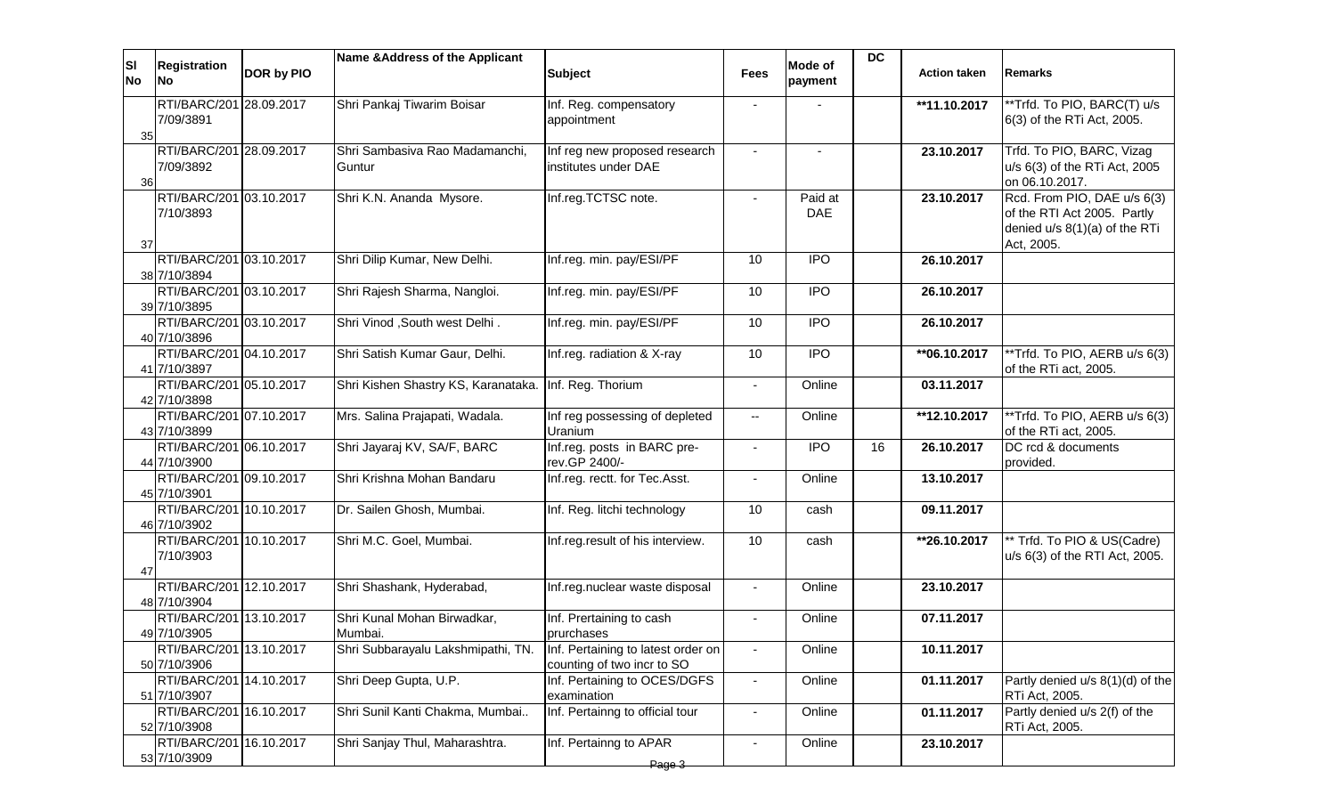| Sl No | Registration No | DOR by PIO | Name &Address of the Applicant | Subject | Fees | Mode of payment | DC | Action taken | Remarks |
|---|---|---|---|---|---|---|---|---|---|
| 35 | RTI/BARC/2017/09/3891 | 28.09.2017 | Shri Pankaj Tiwarim Boisar | Inf. Reg. compensatory appointment | - | - | | **11.10.2017 | **Trfd. To PIO, BARC(T) u/s 6(3) of the RTi Act, 2005. |
| 36 | RTI/BARC/2017/09/3892 | 28.09.2017 | Shri Sambasiva Rao Madamanchi, Guntur | Inf reg new proposed research institutes under DAE | - | - | | 23.10.2017 | Trfd. To PIO, BARC, Vizag u/s 6(3) of the RTi Act, 2005 on 06.10.2017. |
| 37 | RTI/BARC/2017/10/3893 | 03.10.2017 | Shri K.N. Ananda Mysore. | Inf.reg.TCTSC note. | - | Paid at DAE | | 23.10.2017 | Rcd. From PIO, DAE u/s 6(3) of the RTI Act 2005. Partly denied u/s 8(1)(a) of the RTi Act, 2005. |
| 38 | RTI/BARC/2017/10/3894 | 03.10.2017 | Shri Dilip Kumar, New Delhi. | Inf.reg. min. pay/ESI/PF | 10 | IPO | | 26.10.2017 | |
| 39 | RTI/BARC/2017/10/3895 | 03.10.2017 | Shri Rajesh Sharma, Nangloi. | Inf.reg. min. pay/ESI/PF | 10 | IPO | | 26.10.2017 | |
| 40 | RTI/BARC/2017/10/3896 | 03.10.2017 | Shri Vinod ,South west Delhi . | Inf.reg. min. pay/ESI/PF | 10 | IPO | | 26.10.2017 | |
| 41 | RTI/BARC/2017/10/3897 | 04.10.2017 | Shri Satish Kumar Gaur, Delhi. | Inf.reg. radiation & X-ray | 10 | IPO | | **06.10.2017 | **Trfd. To PIO, AERB u/s 6(3) of the RTi act, 2005. |
| 42 | RTI/BARC/2017/10/3898 | 05.10.2017 | Shri Kishen Shastry KS, Karanataka. | Inf. Reg. Thorium | - | Online | | 03.11.2017 | |
| 43 | RTI/BARC/2017/10/3899 | 07.10.2017 | Mrs. Salina Prajapati, Wadala. | Inf reg possessing of depleted Uranium | -- | Online | | **12.10.2017 | **Trfd. To PIO, AERB u/s 6(3) of the RTi act, 2005. |
| 44 | RTI/BARC/2017/10/3900 | 06.10.2017 | Shri Jayaraj KV, SA/F, BARC | Inf.reg. posts in BARC pre-rev.GP 2400/- | - | IPO | 16 | 26.10.2017 | DC rcd & documents provided. |
| 45 | RTI/BARC/2017/10/3901 | 09.10.2017 | Shri Krishna Mohan Bandaru | Inf.reg. rectt. for Tec.Asst. | - | Online | | 13.10.2017 | |
| 46 | RTI/BARC/2017/10/3902 | 10.10.2017 | Dr. Sailen Ghosh, Mumbai. | Inf. Reg. litchi technology | 10 | cash | | 09.11.2017 | |
| 47 | RTI/BARC/2017/10/3903 | 10.10.2017 | Shri M.C. Goel, Mumbai. | Inf.reg.result of his interview. | 10 | cash | | **26.10.2017 | ** Trfd. To PIO & US(Cadre) u/s 6(3) of the RTI Act, 2005. |
| 48 | RTI/BARC/2017/10/3904 | 12.10.2017 | Shri Shashank, Hyderabad, | Inf.reg.nuclear waste disposal | - | Online | | 23.10.2017 | |
| 49 | RTI/BARC/2017/10/3905 | 13.10.2017 | Shri Kunal Mohan Birwadkar, Mumbai. | Inf. Prertaining to cash prurchases | - | Online | | 07.11.2017 | |
| 50 | RTI/BARC/2017/10/3906 | 13.10.2017 | Shri Subbarayalu Lakshmipathi, TN. | Inf. Pertaining to latest order on counting of two incr to SO | - | Online | | 10.11.2017 | |
| 51 | RTI/BARC/2017/10/3907 | 14.10.2017 | Shri Deep Gupta, U.P. | Inf. Pertaining to OCES/DGFS examination | - | Online | | 01.11.2017 | Partly denied u/s 8(1)(d) of the RTi Act, 2005. |
| 52 | RTI/BARC/2017/10/3908 | 16.10.2017 | Shri Sunil Kanti Chakma, Mumbai.. | Inf. Pertainng to official tour | - | Online | | 01.11.2017 | Partly denied u/s 2(f) of the RTi Act, 2005. |
| 53 | RTI/BARC/2017/10/3909 | 16.10.2017 | Shri Sanjay Thul, Maharashtra. | Inf. Pertainng to APAR | - | Online | | 23.10.2017 | |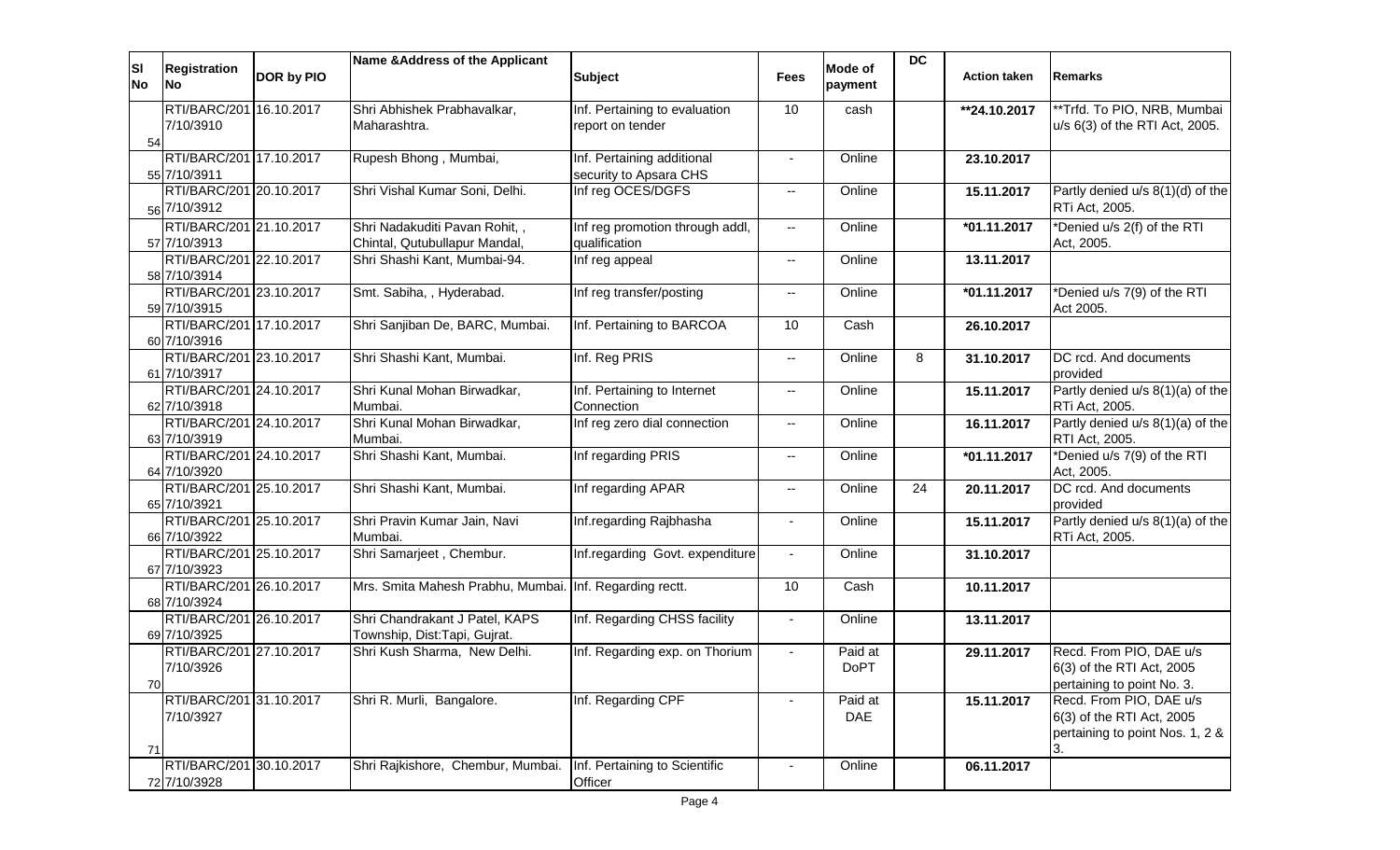| Sl No | Registration No | DOR by PIO | Name &Address of the Applicant | Subject | Fees | Mode of payment | DC | Action taken | Remarks |
|---|---|---|---|---|---|---|---|---|---|
| 54 | RTI/BARC/2017/10/3910 | 16.10.2017 | Shri Abhishek Prabhavalkar, Maharashtra. | Inf. Pertaining to evaluation report on tender | 10 | cash | | **24.10.2017 | **Trfd. To PIO, NRB, Mumbai u/s 6(3) of the RTI Act, 2005. |
| 55 | RTI/BARC/2017/10/3911 | 17.10.2017 | Rupesh Bhong , Mumbai, | Inf. Pertaining additional security to Apsara CHS | - | Online | | 23.10.2017 | |
| 56 | RTI/BARC/2017/10/3912 | 20.10.2017 | Shri Vishal Kumar Soni, Delhi. | Inf reg OCES/DGFS | -- | Online | | 15.11.2017 | Partly denied u/s 8(1)(d) of the RTi Act, 2005. |
| 57 | RTI/BARC/2017/10/3913 | 21.10.2017 | Shri Nadakuditi Pavan Rohit, , Chintal, Qutubullapur Mandal, | Inf reg promotion through addl, qualification | -- | Online | | *01.11.2017 | *Denied u/s 2(f) of the RTI Act, 2005. |
| 58 | RTI/BARC/2017/10/3914 | 22.10.2017 | Shri Shashi Kant, Mumbai-94. | Inf reg appeal | -- | Online | | 13.11.2017 | |
| 59 | RTI/BARC/2017/10/3915 | 23.10.2017 | Smt. Sabiha, , Hyderabad. | Inf reg transfer/posting | -- | Online | | *01.11.2017 | *Denied u/s 7(9) of the RTI Act 2005. |
| 60 | RTI/BARC/2017/10/3916 | 17.10.2017 | Shri Sanjiban De, BARC, Mumbai. | Inf. Pertaining to BARCOA | 10 | Cash | | 26.10.2017 | |
| 61 | RTI/BARC/2017/10/3917 | 23.10.2017 | Shri Shashi Kant, Mumbai. | Inf. Reg PRIS | -- | Online | 8 | 31.10.2017 | DC rcd. And documents provided |
| 62 | RTI/BARC/2017/10/3918 | 24.10.2017 | Shri Kunal Mohan Birwadkar, Mumbai. | Inf. Pertaining to Internet Connection | -- | Online | | 15.11.2017 | Partly denied u/s 8(1)(a) of the RTi Act, 2005. |
| 63 | RTI/BARC/2017/10/3919 | 24.10.2017 | Shri Kunal Mohan Birwadkar, Mumbai. | Inf reg zero dial connection | -- | Online | | 16.11.2017 | Partly denied u/s 8(1)(a) of the RTI Act, 2005. |
| 64 | RTI/BARC/2017/10/3920 | 24.10.2017 | Shri Shashi Kant, Mumbai. | Inf regarding PRIS | -- | Online | | *01.11.2017 | *Denied u/s 7(9) of the RTI Act, 2005. |
| 65 | RTI/BARC/2017/10/3921 | 25.10.2017 | Shri Shashi Kant, Mumbai. | Inf regarding APAR | -- | Online | 24 | 20.11.2017 | DC rcd. And documents provided |
| 66 | RTI/BARC/2017/10/3922 | 25.10.2017 | Shri Pravin Kumar Jain, Navi Mumbai. | Inf.regarding Rajbhasha | - | Online | | 15.11.2017 | Partly denied u/s 8(1)(a) of the RTi Act, 2005. |
| 67 | RTI/BARC/2017/10/3923 | 25.10.2017 | Shri Samarjeet , Chembur. | Inf.regarding Govt. expenditure | - | Online | | 31.10.2017 | |
| 68 | RTI/BARC/2017/10/3924 | 26.10.2017 | Mrs. Smita Mahesh Prabhu, Mumbai. | Inf. Regarding rectt. | 10 | Cash | | 10.11.2017 | |
| 69 | RTI/BARC/2017/10/3925 | 26.10.2017 | Shri Chandrakant J Patel, KAPS Township, Dist:Tapi, Gujrat. | Inf. Regarding CHSS facility | - | Online | | 13.11.2017 | |
| 70 | RTI/BARC/2017/10/3926 | 27.10.2017 | Shri Kush Sharma, New Delhi. | Inf. Regarding exp. on Thorium | - | Paid at DoPT | | 29.11.2017 | Recd. From PIO, DAE u/s 6(3) of the RTI Act, 2005 pertaining to point No. 3. |
| 71 | RTI/BARC/2017/10/3927 | 31.10.2017 | Shri R. Murli, Bangalore. | Inf. Regarding CPF | - | Paid at DAE | | 15.11.2017 | Recd. From PIO, DAE u/s 6(3) of the RTI Act, 2005 pertaining to point Nos. 1, 2 & 3. |
| 72 | RTI/BARC/2017/10/3928 | 30.10.2017 | Shri Rajkishore, Chembur, Mumbai. | Inf. Pertaining to Scientific Officer | - | Online | | 06.11.2017 | |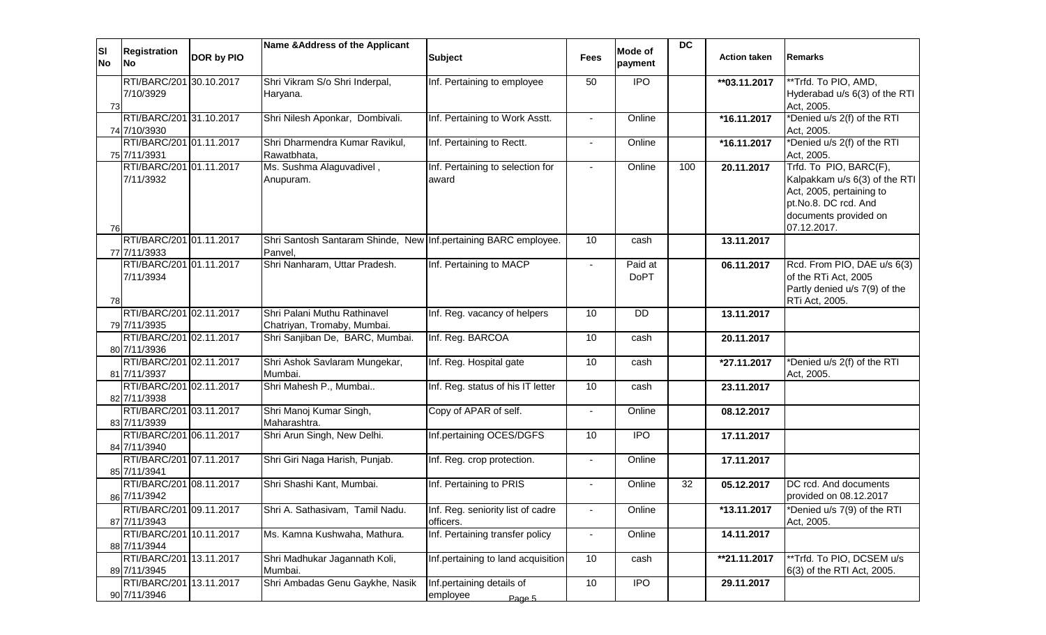| Sl No | Registration No | DOR by PIO | Name &Address of the Applicant | Subject | Fees | Mode of payment | DC | Action taken | Remarks |
|---|---|---|---|---|---|---|---|---|---|
| 73 | RTI/BARC/2017/10/3929 | 30.10.2017 | Shri Vikram S/o Shri Inderpal, Haryana. | Inf. Pertaining to employee | 50 | IPO | | **03.11.2017 | **Trfd. To PIO, AMD, Hyderabad u/s 6(3) of the RTI Act, 2005. |
| 74 | RTI/BARC/2017/10/3930 | 31.10.2017 | Shri Nilesh Aponkar, Dombivali. | Inf. Pertaining to Work Asstt. | - | Online | | *16.11.2017 | *Denied u/s 2(f) of the RTI Act, 2005. |
| 75 | RTI/BARC/2017/11/3931 | 01.11.2017 | Shri Dharmendra Kumar Ravikul, Rawatbhata, | Inf. Pertaining to Rectt. | - | Online | | *16.11.2017 | *Denied u/s 2(f) of the RTI Act, 2005. |
| 76 | RTI/BARC/2017/11/3932 | 01.11.2017 | Ms. Sushma Alaguvadivel , Anupuram. | Inf. Pertaining to selection for award | - | Online | 100 | 20.11.2017 | Trfd. To PIO, BARC(F), Kalpakkam u/s 6(3) of the RTI Act, 2005, pertaining to pt.No.8. DC rcd. And documents provided on 07.12.2017. |
| 77 | RTI/BARC/2017/11/3933 | 01.11.2017 | Shri Santosh Santaram Shinde, New Panvel, | Inf.pertaining BARC employee. | 10 | cash | | 13.11.2017 | |
| 78 | RTI/BARC/2017/11/3934 | 01.11.2017 | Shri Nanharam, Uttar Pradesh. | Inf. Pertaining to MACP | - | Paid at DoPT | | 06.11.2017 | Rcd. From PIO, DAE u/s 6(3) of the RTi Act, 2005 Partly denied u/s 7(9) of the RTi Act, 2005. |
| 79 | RTI/BARC/2017/11/3935 | 02.11.2017 | Shri Palani Muthu Rathinavel Chatriyan, Tromaby, Mumbai. | Inf. Reg. vacancy of helpers | 10 | DD | | 13.11.2017 | |
| 80 | RTI/BARC/2017/11/3936 | 02.11.2017 | Shri Sanjiban De, BARC, Mumbai. | Inf. Reg. BARCOA | 10 | cash | | 20.11.2017 | |
| 81 | RTI/BARC/2017/11/3937 | 02.11.2017 | Shri Ashok Savlaram Mungekar, Mumbai. | Inf. Reg. Hospital gate | 10 | cash | | *27.11.2017 | *Denied u/s 2(f) of the RTI Act, 2005. |
| 82 | RTI/BARC/2017/11/3938 | 02.11.2017 | Shri Mahesh P., Mumbai.. | Inf. Reg. status of his IT letter | 10 | cash | | 23.11.2017 | |
| 83 | RTI/BARC/2017/11/3939 | 03.11.2017 | Shri Manoj Kumar Singh, Maharashtra. | Copy of APAR of self. | - | Online | | 08.12.2017 | |
| 84 | RTI/BARC/2017/11/3940 | 06.11.2017 | Shri Arun Singh, New Delhi. | Inf.pertaining OCES/DGFS | 10 | IPO | | 17.11.2017 | |
| 85 | RTI/BARC/2017/11/3941 | 07.11.2017 | Shri Giri Naga Harish, Punjab. | Inf. Reg. crop protection. | - | Online | | 17.11.2017 | |
| 86 | RTI/BARC/2017/11/3942 | 08.11.2017 | Shri Shashi Kant, Mumbai. | Inf. Pertaining to PRIS | - | Online | 32 | 05.12.2017 | DC rcd. And documents provided on 08.12.2017 |
| 87 | RTI/BARC/2017/11/3943 | 09.11.2017 | Shri A. Sathasivam, Tamil Nadu. | Inf. Reg. seniority list of cadre officers. | - | Online | | *13.11.2017 | *Denied u/s 7(9) of the RTI Act, 2005. |
| 88 | RTI/BARC/2017/11/3944 | 10.11.2017 | Ms. Kamna Kushwaha, Mathura. | Inf. Pertaining transfer policy | - | Online | | 14.11.2017 | |
| 89 | RTI/BARC/2017/11/3945 | 13.11.2017 | Shri Madhukar Jagannath Koli, Mumbai. | Inf.pertaining to land acquisition | 10 | cash | | **21.11.2017 | **Trfd. To PIO, DCSEM u/s 6(3) of the RTI Act, 2005. |
| 90 | RTI/BARC/2017/11/3946 | 13.11.2017 | Shri Ambadas Genu Gaykhe, Nasik | Inf.pertaining details of employee | 10 | IPO | | 29.11.2017 | |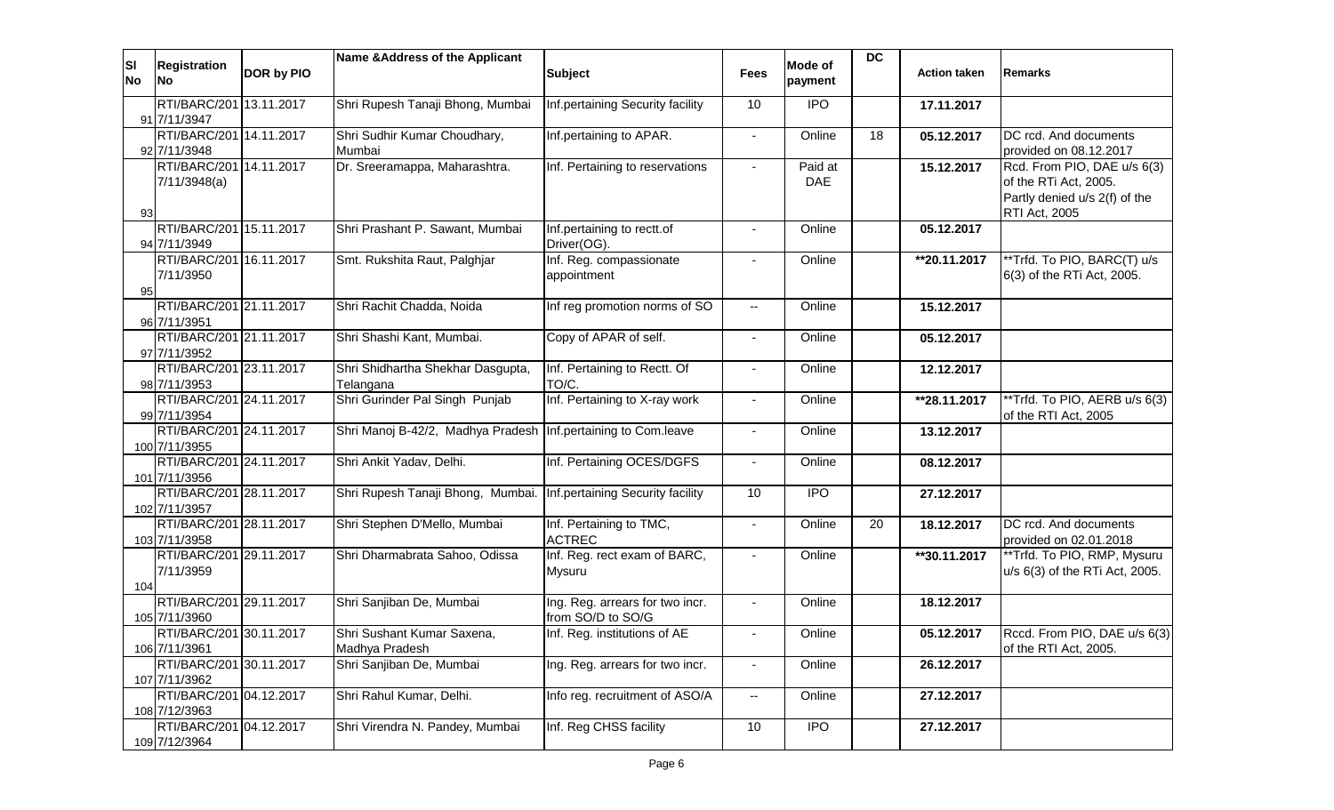| Sl No | Registration No | DOR by PIO | Name &Address of the Applicant | Subject | Fees | Mode of payment | DC | Action taken | Remarks |
|---|---|---|---|---|---|---|---|---|---|
| 91 | RTI/BARC/2017/11/3947 | 13.11.2017 | Shri Rupesh Tanaji Bhong, Mumbai | Inf.pertaining Security facility | 10 | IPO | | **17.11.2017** | |
| 92 | RTI/BARC/2017/11/3948 | 14.11.2017 | Shri Sudhir Kumar Choudhary, Mumbai | Inf.pertaining to APAR. | - | Online | 18 | **05.12.2017** | DC rcd. And documents provided on 08.12.2017 |
| 93 | RTI/BARC/2017/11/3948(a) | 14.11.2017 | Dr. Sreeramappa, Maharashtra. | Inf. Pertaining to reservations | - | Paid at DAE | | **15.12.2017** | Rcd. From PIO, DAE u/s 6(3) of the RTi Act, 2005. Partly denied u/s 2(f) of the RTI Act, 2005 |
| 94 | RTI/BARC/2017/11/3949 | 15.11.2017 | Shri Prashant P. Sawant, Mumbai | Inf.pertaining to rectt.of Driver(OG). | - | Online | | **05.12.2017** | |
| 95 | RTI/BARC/2017/11/3950 | 16.11.2017 | Smt. Rukshita Raut, Palghjar | Inf. Reg. compassionate appointment | - | Online | | **\*\*20.11.2017** | \*\*Trfd. To PIO, BARC(T) u/s 6(3) of the RTi Act, 2005. |
| 96 | RTI/BARC/2017/11/3951 | 21.11.2017 | Shri Rachit Chadda, Noida | Inf reg promotion norms of SO | -- | Online | | **15.12.2017** | |
| 97 | RTI/BARC/2017/11/3952 | 21.11.2017 | Shri Shashi Kant, Mumbai. | Copy of APAR of self. | - | Online | | **05.12.2017** | |
| 98 | RTI/BARC/2017/11/3953 | 23.11.2017 | Shri Shidhartha Shekhar Dasgupta, Telangana | Inf. Pertaining to Rectt. Of TO/C. | - | Online | | **12.12.2017** | |
| 99 | RTI/BARC/2017/11/3954 | 24.11.2017 | Shri Gurinder Pal Singh Punjab | Inf. Pertaining to X-ray work | - | Online | | **\*\*28.11.2017** | \*\*Trfd. To PIO, AERB u/s 6(3) of the RTI Act, 2005 |
| 100 | RTI/BARC/2017/11/3955 | 24.11.2017 | Shri Manoj B-42/2, Madhya Pradesh | Inf.pertaining to Com.leave | - | Online | | **13.12.2017** | |
| 101 | RTI/BARC/2017/11/3956 | 24.11.2017 | Shri Ankit Yadav, Delhi. | Inf. Pertaining OCES/DGFS | - | Online | | **08.12.2017** | |
| 102 | RTI/BARC/2017/11/3957 | 28.11.2017 | Shri Rupesh Tanaji Bhong, Mumbai. | Inf.pertaining Security facility | 10 | IPO | | **27.12.2017** | |
| 103 | RTI/BARC/2017/11/3958 | 28.11.2017 | Shri Stephen D'Mello, Mumbai | Inf. Pertaining to TMC, ACTREC | - | Online | 20 | **18.12.2017** | DC rcd. And documents provided on 02.01.2018 |
| 104 | RTI/BARC/2017/11/3959 | 29.11.2017 | Shri Dharmabrata Sahoo, Odissa | Inf. Reg. rect exam of BARC, Mysuru | - | Online | | **\*\*30.11.2017** | \*\*Trfd. To PIO, RMP, Mysuru u/s 6(3) of the RTi Act, 2005. |
| 105 | RTI/BARC/2017/11/3960 | 29.11.2017 | Shri Sanjiban De, Mumbai | Ing. Reg. arrears for two incr. from SO/D to SO/G | - | Online | | **18.12.2017** | |
| 106 | RTI/BARC/2017/11/3961 | 30.11.2017 | Shri Sushant Kumar Saxena, Madhya Pradesh | Inf. Reg. institutions of AE | - | Online | | **05.12.2017** | Rccd. From PIO, DAE u/s 6(3) of the RTI Act, 2005. |
| 107 | RTI/BARC/2017/11/3962 | 30.11.2017 | Shri Sanjiban De, Mumbai | Ing. Reg. arrears for two incr. | - | Online | | **26.12.2017** | |
| 108 | RTI/BARC/2017/12/3963 | 04.12.2017 | Shri Rahul Kumar, Delhi. | Info reg. recruitment of ASO/A | -- | Online | | **27.12.2017** | |
| 109 | RTI/BARC/2017/12/3964 | 04.12.2017 | Shri Virendra N. Pandey, Mumbai | Inf. Reg CHSS facility | 10 | IPO | | **27.12.2017** | |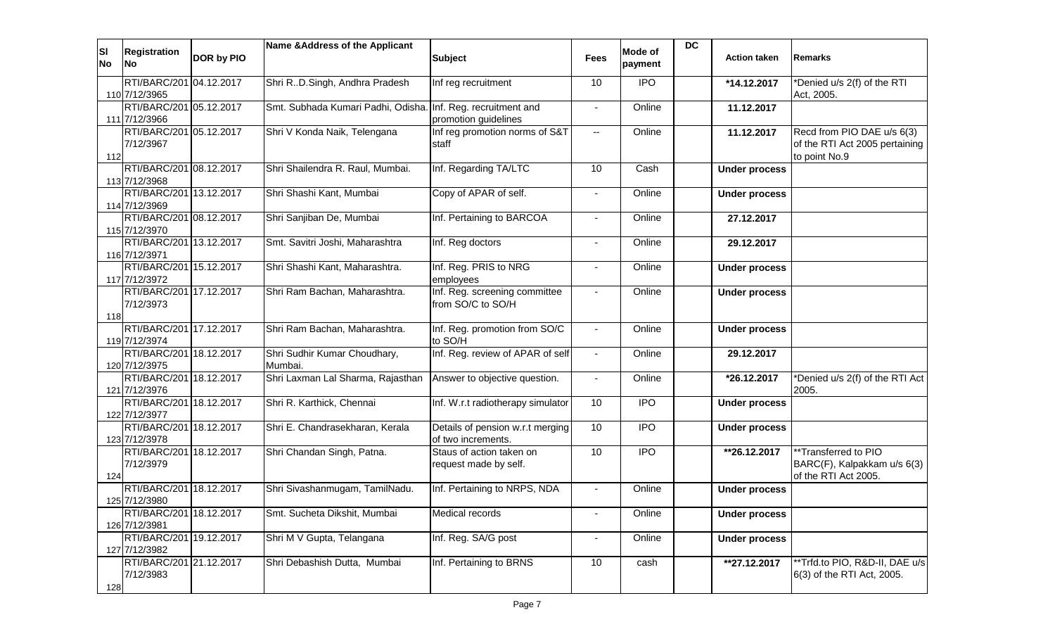| Sl No | Registration No | DOR by PIO | Name &Address of the Applicant | Subject | Fees | Mode of payment | DC | Action taken | Remarks |
|---|---|---|---|---|---|---|---|---|---|
| 110 | RTI/BARC/2017/12/3965 | 04.12.2017 | Shri R..D.Singh, Andhra Pradesh | Inf reg recruitment | 10 | IPO | | *14.12.2017 | *Denied u/s 2(f) of the RTI Act, 2005. |
| 111 | RTI/BARC/2017/12/3966 | 05.12.2017 | Smt. Subhada Kumari Padhi, Odisha. | Inf. Reg. recruitment and promotion guidelines | - | Online | | 11.12.2017 | |
| 112 | RTI/BARC/2017/12/3967 | 05.12.2017 | Shri V Konda Naik, Telengana | Inf reg promotion norms of S&T staff | -- | Online | | 11.12.2017 | Recd from PIO DAE u/s 6(3) of the RTI Act 2005 pertaining to point No.9 |
| 113 | RTI/BARC/2017/12/3968 | 08.12.2017 | Shri Shailendra R. Raul, Mumbai. | Inf. Regarding TA/LTC | 10 | Cash | | Under process | |
| 114 | RTI/BARC/2017/12/3969 | 13.12.2017 | Shri Shashi Kant, Mumbai | Copy of APAR of self. | - | Online | | Under process | |
| 115 | RTI/BARC/2017/12/3970 | 08.12.2017 | Shri Sanjiban De, Mumbai | Inf. Pertaining to BARCOA | - | Online | | 27.12.2017 | |
| 116 | RTI/BARC/2017/12/3971 | 13.12.2017 | Smt. Savitri Joshi, Maharashtra | Inf. Reg doctors | - | Online | | 29.12.2017 | |
| 117 | RTI/BARC/2017/12/3972 | 15.12.2017 | Shri Shashi Kant, Maharashtra. | Inf. Reg. PRIS to NRG employees | - | Online | | Under process | |
| 118 | RTI/BARC/2017/12/3973 | 17.12.2017 | Shri Ram Bachan, Maharashtra. | Inf. Reg. screening committee from SO/C to SO/H | - | Online | | Under process | |
| 119 | RTI/BARC/2017/12/3974 | 17.12.2017 | Shri Ram Bachan, Maharashtra. | Inf. Reg. promotion from SO/C to SO/H | - | Online | | Under process | |
| 120 | RTI/BARC/2017/12/3975 | 18.12.2017 | Shri Sudhir Kumar Choudhary, Mumbai. | Inf. Reg. review of APAR of self | - | Online | | 29.12.2017 | |
| 121 | RTI/BARC/2017/12/3976 | 18.12.2017 | Shri Laxman Lal Sharma, Rajasthan | Answer to objective question. | - | Online | | *26.12.2017 | *Denied u/s 2(f) of the RTI Act 2005. |
| 122 | RTI/BARC/2017/12/3977 | 18.12.2017 | Shri R. Karthick, Chennai | Inf. W.r.t radiotherapy simulator | 10 | IPO | | Under process | |
| 123 | RTI/BARC/2017/12/3978 | 18.12.2017 | Shri E. Chandrasekharan, Kerala | Details of pension w.r.t merging of two increments. | 10 | IPO | | Under process | |
| 124 | RTI/BARC/2017/12/3979 | 18.12.2017 | Shri Chandan Singh, Patna. | Staus of action taken on request made by self. | 10 | IPO | | **26.12.2017 | **Transferred to PIO BARC(F), Kalpakkam u/s 6(3) of the RTI Act 2005. |
| 125 | RTI/BARC/2017/12/3980 | 18.12.2017 | Shri Sivashanmugam, TamilNadu. | Inf. Pertaining to NRPS, NDA | - | Online | | Under process | |
| 126 | RTI/BARC/2017/12/3981 | 18.12.2017 | Smt. Sucheta Dikshit, Mumbai | Medical records | - | Online | | Under process | |
| 127 | RTI/BARC/2017/12/3982 | 19.12.2017 | Shri M V Gupta, Telangana | Inf. Reg. SA/G post | - | Online | | Under process | |
| 128 | RTI/BARC/2017/12/3983 | 21.12.2017 | Shri Debashish Dutta, Mumbai | Inf. Pertaining to BRNS | 10 | cash | | **27.12.2017 | **Trfd.to PIO, R&D-II, DAE u/s 6(3) of the RTI Act, 2005. |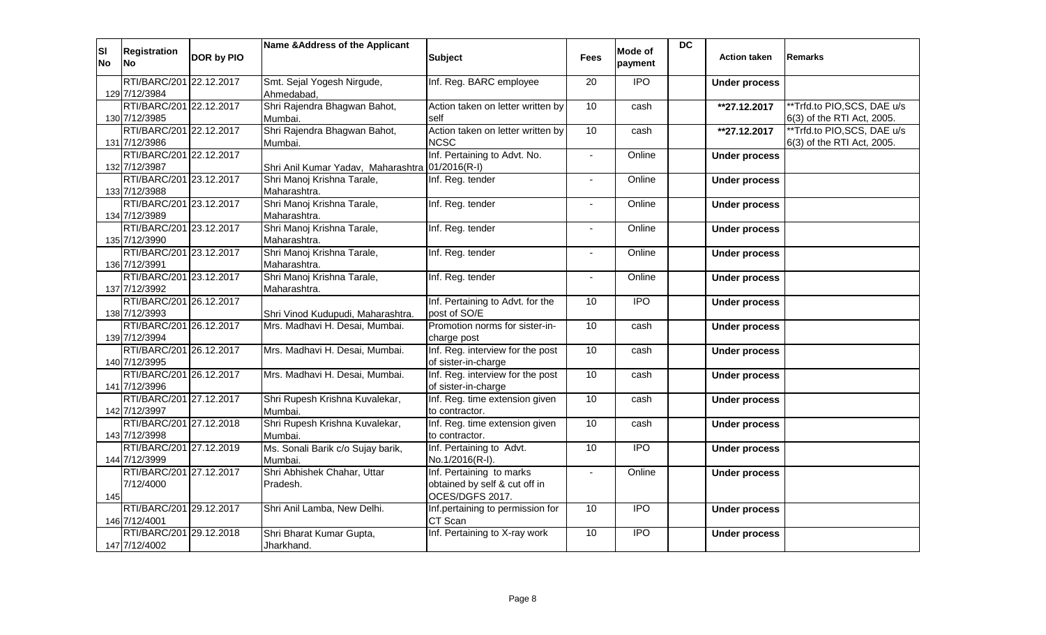| Sl No | Registration No | DOR by PIO | Name &Address of the Applicant | Subject | Fees | Mode of payment | DC | Action taken | Remarks |
|---|---|---|---|---|---|---|---|---|---|
| 129 | RTI/BARC/2017/12/3984 | 22.12.2017 | Smt. Sejal Yogesh Nirgude, Ahmedabad, | Inf. Reg. BARC employee | 20 | IPO | | **Under process** | |
| 130 | RTI/BARC/2017/12/3985 | 22.12.2017 | Shri Rajendra Bhagwan Bahot, Mumbai. | Action taken on letter written by self | 10 | cash | | **\*\*27.12.2017** | **Trfd.to PIO,SCS, DAE u/s 6(3) of the RTI Act, 2005. |
| 131 | RTI/BARC/2017/12/3986 | 22.12.2017 | Shri Rajendra Bhagwan Bahot, Mumbai. | Action taken on letter written by NCSC | 10 | cash | | **\*\*27.12.2017** | **Trfd.to PIO,SCS, DAE u/s 6(3) of the RTI Act, 2005. |
| 132 | RTI/BARC/2017/12/3987 | 22.12.2017 | Shri Anil Kumar Yadav, Maharashtra | Inf. Pertaining to Advt. No. 01/2016(R-I) | - | Online | | **Under process** | |
| 133 | RTI/BARC/2017/12/3988 | 23.12.2017 | Shri Manoj Krishna Tarale, Maharashtra. | Inf. Reg. tender | - | Online | | **Under process** | |
| 134 | RTI/BARC/2017/12/3989 | 23.12.2017 | Shri Manoj Krishna Tarale, Maharashtra. | Inf. Reg. tender | - | Online | | **Under process** | |
| 135 | RTI/BARC/2017/12/3990 | 23.12.2017 | Shri Manoj Krishna Tarale, Maharashtra. | Inf. Reg. tender | - | Online | | **Under process** | |
| 136 | RTI/BARC/2017/12/3991 | 23.12.2017 | Shri Manoj Krishna Tarale, Maharashtra. | Inf. Reg. tender | - | Online | | **Under process** | |
| 137 | RTI/BARC/2017/12/3992 | 23.12.2017 | Shri Manoj Krishna Tarale, Maharashtra. | Inf. Reg. tender | - | Online | | **Under process** | |
| 138 | RTI/BARC/2017/12/3993 | 26.12.2017 | Shri Vinod Kudupudi, Maharashtra. | Inf. Pertaining to Advt. for the post of SO/E | 10 | IPO | | **Under process** | |
| 139 | RTI/BARC/2017/12/3994 | 26.12.2017 | Mrs. Madhavi H. Desai, Mumbai. | Promotion norms for sister-in-charge post | 10 | cash | | **Under process** | |
| 140 | RTI/BARC/2017/12/3995 | 26.12.2017 | Mrs. Madhavi H. Desai, Mumbai. | Inf. Reg. interview for the post of sister-in-charge | 10 | cash | | **Under process** | |
| 141 | RTI/BARC/2017/12/3996 | 26.12.2017 | Mrs. Madhavi H. Desai, Mumbai. | Inf. Reg. interview for the post of sister-in-charge | 10 | cash | | **Under process** | |
| 142 | RTI/BARC/2017/12/3997 | 27.12.2017 | Shri Rupesh Krishna Kuvalekar, Mumbai. | Inf. Reg. time extension given to contractor. | 10 | cash | | **Under process** | |
| 143 | RTI/BARC/2017/12/3998 | 27.12.2018 | Shri Rupesh Krishna Kuvalekar, Mumbai. | Inf. Reg. time extension given to contractor. | 10 | cash | | **Under process** | |
| 144 | RTI/BARC/2017/12/3999 | 27.12.2019 | Ms. Sonali Barik c/o Sujay barik, Mumbai. | Inf. Pertaining to Advt. No.1/2016(R-I). | 10 | IPO | | **Under process** | |
| 145 | RTI/BARC/2017/12/4000 | 27.12.2017 | Shri Abhishek Chahar, Uttar Pradesh. | Inf. Pertaining to marks obtained by self & cut off in OCES/DGFS 2017. | - | Online | | **Under process** | |
| 146 | RTI/BARC/2017/12/4001 | 29.12.2017 | Shri Anil Lamba, New Delhi. | Inf.pertaining to permission for CT Scan | 10 | IPO | | **Under process** | |
| 147 | RTI/BARC/2017/12/4002 | 29.12.2018 | Shri Bharat Kumar Gupta, Jharkhand. | Inf. Pertaining to X-ray work | 10 | IPO | | **Under process** | |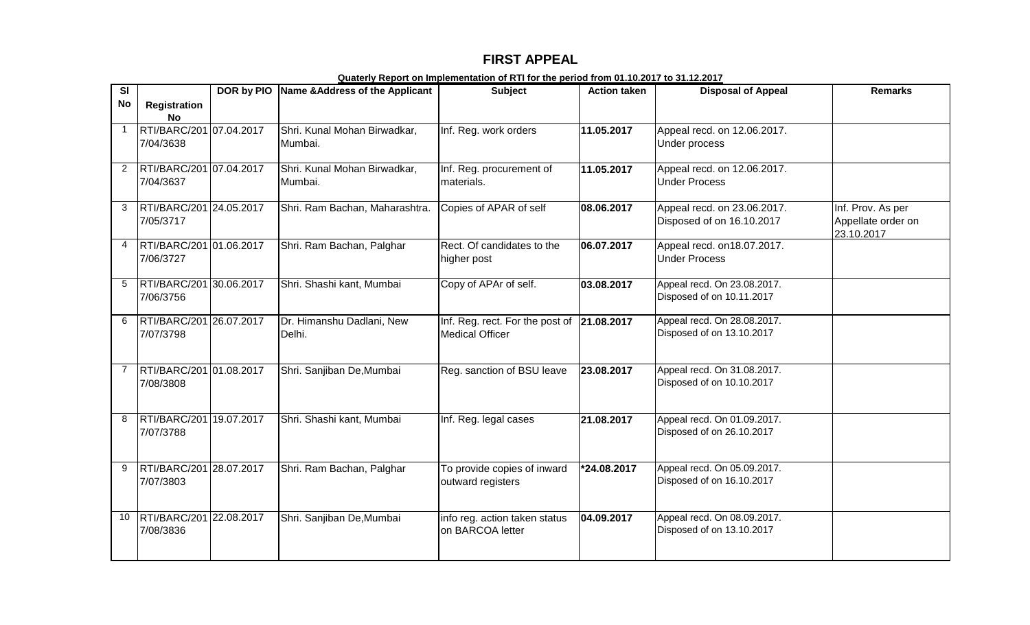# FIRST APPEAL

**Quaterly Report on Implementation of RTI for the period from 01.10.2017 to 31.12.2017**

| Sl No | Registration No | DOR by PIO | Name &Address of the Applicant | Subject | Action taken | Disposal of Appeal | Remarks |
|---|---|---|---|---|---|---|---|
| 1 | RTI/BARC/2017/04/3638 | 07.04.2017 | Shri. Kunal Mohan Birwadkar, Mumbai. | Inf. Reg. work orders | **11.05.2017** | Appeal recd. on 12.06.2017. Under process | |
| 2 | RTI/BARC/2017/04/3637 | 07.04.2017 | Shri. Kunal Mohan Birwadkar, Mumbai. | Inf. Reg. procurement of materials. | **11.05.2017** | Appeal recd. on 12.06.2017. Under Process | |
| 3 | RTI/BARC/2017/05/3717 | 24.05.2017 | Shri. Ram Bachan, Maharashtra. | Copies of APAR of self | **08.06.2017** | Appeal recd. on 23.06.2017. Disposed of on 16.10.2017 | Inf. Prov. As per Appellate order on 23.10.2017 |
| 4 | RTI/BARC/2017/06/3727 | 01.06.2017 | Shri. Ram Bachan, Palghar | Rect. Of candidates to the higher post | **06.07.2017** | Appeal recd. on18.07.2017. Under Process | |
| 5 | RTI/BARC/2017/06/3756 | 30.06.2017 | Shri. Shashi kant, Mumbai | Copy of APAr of self. | **03.08.2017** | Appeal recd. On 23.08.2017. Disposed of on 10.11.2017 | |
| 6 | RTI/BARC/2017/07/3798 | 26.07.2017 | Dr. Himanshu Dadlani, New Delhi. | Inf. Reg. rect. For the post of Medical Officer | **21.08.2017** | Appeal recd. On 28.08.2017. Disposed of on 13.10.2017 | |
| 7 | RTI/BARC/2017/08/3808 | 01.08.2017 | Shri. Sanjiban De,Mumbai | Reg. sanction of BSU leave | **23.08.2017** | Appeal recd. On 31.08.2017. Disposed of on 10.10.2017 | |
| 8 | RTI/BARC/2017/07/3788 | 19.07.2017 | Shri. Shashi kant, Mumbai | Inf. Reg. legal cases | **21.08.2017** | Appeal recd. On 01.09.2017. Disposed of on 26.10.2017 | |
| 9 | RTI/BARC/2017/07/3803 | 28.07.2017 | Shri. Ram Bachan, Palghar | To provide copies of inward outward registers | **\*24.08.2017** | Appeal recd. On 05.09.2017. Disposed of on 16.10.2017 | |
| 10 | RTI/BARC/2017/08/3836 | 22.08.2017 | Shri. Sanjiban De,Mumbai | info reg. action taken status on BARCOA letter | **04.09.2017** | Appeal recd. On 08.09.2017. Disposed of on 13.10.2017 | |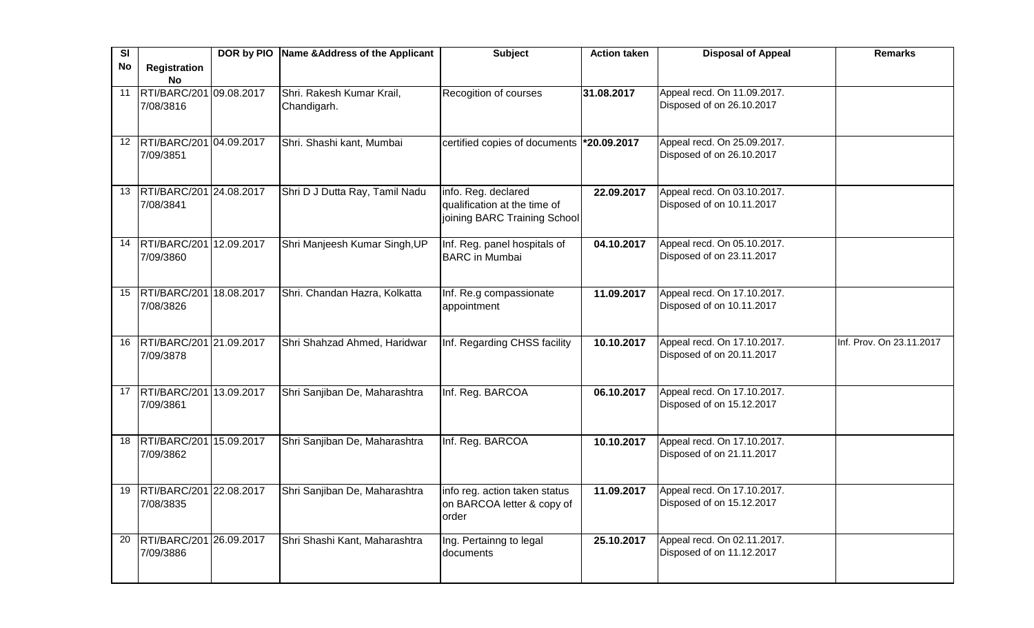| Sl No | Registration No | DOR by PIO | Name &Address of the Applicant | Subject | Action taken | Disposal of Appeal | Remarks |
|---|---|---|---|---|---|---|---|
| 11 | RTI/BARC/2017/08/3816 | 09.08.2017 | Shri. Rakesh Kumar Krail, Chandigarh. | Recogition of courses | **31.08.2017** | Appeal recd. On 11.09.2017. Disposed of on 26.10.2017 | |
| 12 | RTI/BARC/2017/09/3851 | 04.09.2017 | Shri. Shashi kant, Mumbai | certified copies of documents | **\*20.09.2017** | Appeal recd. On 25.09.2017. Disposed of on 26.10.2017 | |
| 13 | RTI/BARC/2017/08/3841 | 24.08.2017 | Shri D J Dutta Ray, Tamil Nadu | info. Reg. declared qualification at the time of joining BARC Training School | **22.09.2017** | Appeal recd. On 03.10.2017. Disposed of on 10.11.2017 | |
| 14 | RTI/BARC/2017/09/3860 | 12.09.2017 | Shri Manjeesh Kumar Singh,UP | Inf. Reg. panel hospitals of BARC in Mumbai | **04.10.2017** | Appeal recd. On 05.10.2017. Disposed of on 23.11.2017 | |
| 15 | RTI/BARC/2017/08/3826 | 18.08.2017 | Shri. Chandan Hazra, Kolkatta | Inf. Re.g compassionate appointment | **11.09.2017** | Appeal recd. On 17.10.2017. Disposed of on 10.11.2017 | |
| 16 | RTI/BARC/2017/09/3878 | 21.09.2017 | Shri Shahzad Ahmed, Haridwar | Inf. Regarding CHSS facility | **10.10.2017** | Appeal recd. On 17.10.2017. Disposed of on 20.11.2017 | Inf. Prov. On 23.11.2017 |
| 17 | RTI/BARC/2017/09/3861 | 13.09.2017 | Shri Sanjiban De, Maharashtra | Inf. Reg. BARCOA | **06.10.2017** | Appeal recd. On 17.10.2017. Disposed of on 15.12.2017 | |
| 18 | RTI/BARC/2017/09/3862 | 15.09.2017 | Shri Sanjiban De, Maharashtra | Inf. Reg. BARCOA | **10.10.2017** | Appeal recd. On 17.10.2017. Disposed of on 21.11.2017 | |
| 19 | RTI/BARC/2017/08/3835 | 22.08.2017 | Shri Sanjiban De, Maharashtra | info reg. action taken status on BARCOA letter & copy of order | **11.09.2017** | Appeal recd. On 17.10.2017. Disposed of on 15.12.2017 | |
| 20 | RTI/BARC/2017/09/3886 | 26.09.2017 | Shri Shashi Kant, Maharashtra | Ing. Pertainng to legal documents | **25.10.2017** | Appeal recd. On 02.11.2017. Disposed of on 11.12.2017 | |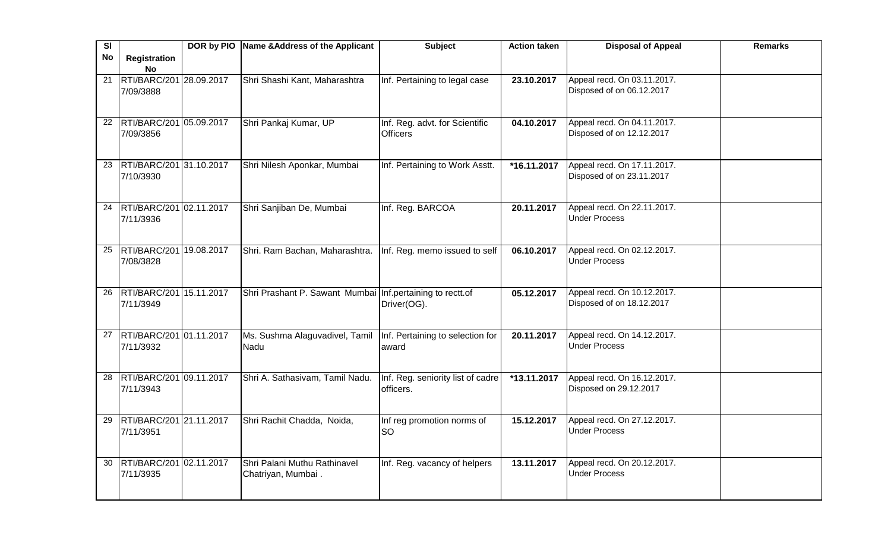| Sl No | Registration No | DOR by PIO | Name &Address of the Applicant | Subject | Action taken | Disposal of Appeal | Remarks |
|---|---|---|---|---|---|---|---|
| 21 | RTI/BARC/2017/09/3888 | 28.09.2017 | Shri Shashi Kant, Maharashtra | Inf. Pertaining to legal case | **23.10.2017** | Appeal recd. On 03.11.2017. Disposed of on 06.12.2017 | |
| 22 | RTI/BARC/2017/09/3856 | 05.09.2017 | Shri Pankaj Kumar, UP | Inf. Reg. advt. for Scientific Officers | **04.10.2017** | Appeal recd. On 04.11.2017. Disposed of on 12.12.2017 | |
| 23 | RTI/BARC/2017/10/3930 | 31.10.2017 | Shri Nilesh Aponkar, Mumbai | Inf. Pertaining to Work Asstt. | **\*16.11.2017** | Appeal recd. On 17.11.2017. Disposed of on 23.11.2017 | |
| 24 | RTI/BARC/2017/11/3936 | 02.11.2017 | Shri Sanjiban De, Mumbai | Inf. Reg. BARCOA | **20.11.2017** | Appeal recd. On 22.11.2017. Under Process | |
| 25 | RTI/BARC/2017/08/3828 | 19.08.2017 | Shri. Ram Bachan, Maharashtra. | Inf. Reg. memo issued to self | **06.10.2017** | Appeal recd. On 02.12.2017. Under Process | |
| 26 | RTI/BARC/2017/11/3949 | 15.11.2017 | Shri Prashant P. Sawant Mumbai | Inf.pertaining to rectt.of Driver(OG). | **05.12.2017** | Appeal recd. On 10.12.2017. Disposed of on 18.12.2017 | |
| 27 | RTI/BARC/2017/11/3932 | 01.11.2017 | Ms. Sushma Alaguvadivel, Tamil Nadu | Inf. Pertaining to selection for award | **20.11.2017** | Appeal recd. On 14.12.2017. Under Process | |
| 28 | RTI/BARC/2017/11/3943 | 09.11.2017 | Shri A. Sathasivam, Tamil Nadu. | Inf. Reg. seniority list of cadre officers. | **\*13.11.2017** | Appeal recd. On 16.12.2017. Disposed on 29.12.2017 | |
| 29 | RTI/BARC/2017/11/3951 | 21.11.2017 | Shri Rachit Chadda, Noida, | Inf reg promotion norms of SO | **15.12.2017** | Appeal recd. On 27.12.2017. Under Process | |
| 30 | RTI/BARC/2017/11/3935 | 02.11.2017 | Shri Palani Muthu Rathinavel Chatriyan, Mumbai . | Inf. Reg. vacancy of helpers | **13.11.2017** | Appeal recd. On 20.12.2017. Under Process | |